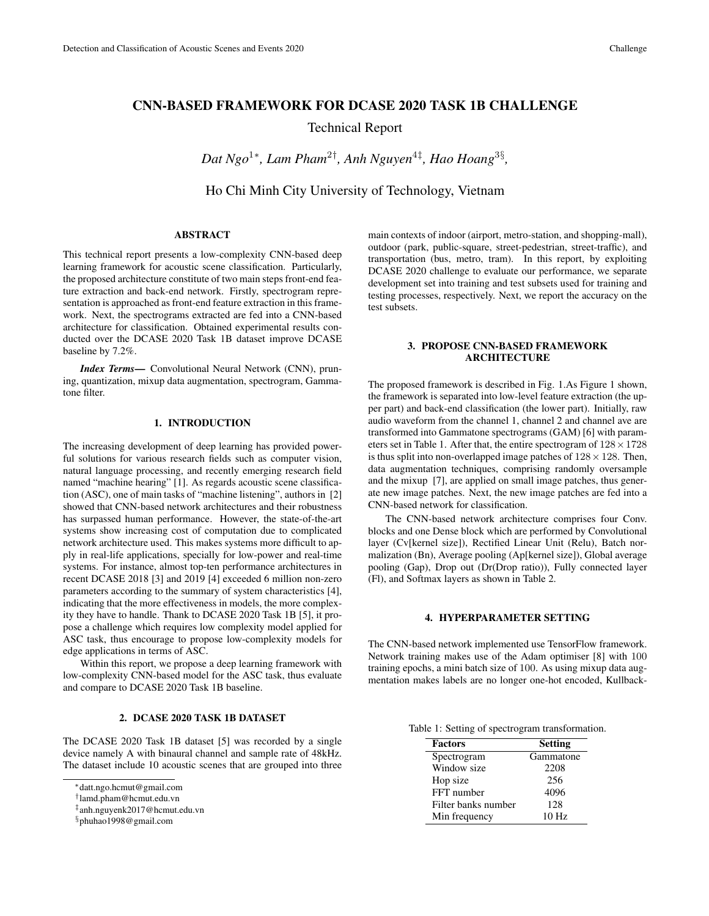# CNN-BASED FRAMEWORK FOR DCASE 2020 TASK 1B CHALLENGE

Technical Report

*Dat Ngo[1*], Lam Pham[2†], Anh Nguyen[4‡], Hao Hoang[3§],*

Ho Chi Minh City University of Technology, Vietnam

## ABSTRACT

This technical report presents a low-complexity CNN-based deep learning framework for acoustic scene classification. Particularly, the proposed architecture constitute of two main steps front-end feature extraction and back-end network. Firstly, spectrogram representation is approached as front-end feature extraction in this framework. Next, the spectrograms extracted are fed into a CNN-based architecture for classification. Obtained experimental results conducted over the DCASE 2020 Task 1B dataset improve DCASE baseline by 7.2%.

***Index Terms*—** Convolutional Neural Network (CNN), pruning, quantization, mixup data augmentation, spectrogram, Gammatone filter.

## 1. INTRODUCTION

The increasing development of deep learning has provided powerful solutions for various research fields such as computer vision, natural language processing, and recently emerging research field named "machine hearing" [1]. As regards acoustic scene classification (ASC), one of main tasks of "machine listening", authors in [2] showed that CNN-based network architectures and their robustness has surpassed human performance. However, the state-of-the-art systems show increasing cost of computation due to complicated network architecture used. This makes systems more difficult to apply in real-life applications, specially for low-power and real-time systems. For instance, almost top-ten performance architectures in recent DCASE 2018 [3] and 2019 [4] exceeded 6 million non-zero parameters according to the summary of system characteristics [4], indicating that the more effectiveness in models, the more complexity they have to handle. Thank to DCASE 2020 Task 1B [5], it propose a challenge which requires low complexity model applied for ASC task, thus encourage to propose low-complexity models for edge applications in terms of ASC.

Within this report, we propose a deep learning framework with low-complexity CNN-based model for the ASC task, thus evaluate and compare to DCASE 2020 Task 1B baseline.

## 2. DCASE 2020 TASK 1B DATASET

The DCASE 2020 Task 1B dataset [5] was recorded by a single device namely A with binaural channel and sample rate of 48kHz. The dataset include 10 acoustic scenes that are grouped into three main contexts of indoor (airport, metro-station, and shopping-mall), outdoor (park, public-square, street-pedestrian, street-traffic), and transportation (bus, metro, tram). In this report, by exploiting DCASE 2020 challenge to evaluate our performance, we separate development set into training and test subsets used for training and testing processes, respectively. Next, we report the accuracy on the test subsets.

## 3. PROPOSE CNN-BASED FRAMEWORK ARCHITECTURE

The proposed framework is described in Fig. 1.As Figure 1 shown, the framework is separated into low-level feature extraction (the upper part) and back-end classification (the lower part). Initially, raw audio waveform from the channel 1, channel 2 and channel ave are transformed into Gammatone spectrograms (GAM) [6] with parameters set in Table 1. After that, the entire spectrogram of $128 \times 1728$ is thus split into non-overlapped image patches of $128 \times 128$. Then, data augmentation techniques, comprising randomly oversample and the mixup [7], are applied on small image patches, thus generate new image patches. Next, the new image patches are fed into a CNN-based network for classification.

The CNN-based network architecture comprises four Conv. blocks and one Dense block which are performed by Convolutional layer (Cv[kernel size]), Rectified Linear Unit (Relu), Batch normalization (Bn), Average pooling (Ap[kernel size]), Global average pooling (Gap), Drop out (Dr(Drop ratio)), Fully connected layer (Fl), and Softmax layers as shown in Table 2.

## 4. HYPERPARAMETER SETTING

The CNN-based network implemented use TensorFlow framework. Network training makes use of the Adam optimiser [8] with 100 training epochs, a mini batch size of 100. As using mixup data augmentation makes labels are no longer one-hot encoded, Kullback-

Table 1: Setting of spectrogram transformation.

| Factors | Setting |
|---|---|
| Spectrogram | Gammatone |
| Window size | 2208 |
| Hop size | 256 |
| FFT number | 4096 |
| Filter banks number | 128 |
| Min frequency | 10 Hz |

*datt.ngo.hcmut@gmail.com
†lamd.pham@hcmut.edu.vn
‡anh.nguyenk2017@hcmut.edu.vn
§phuhao1998@gmail.com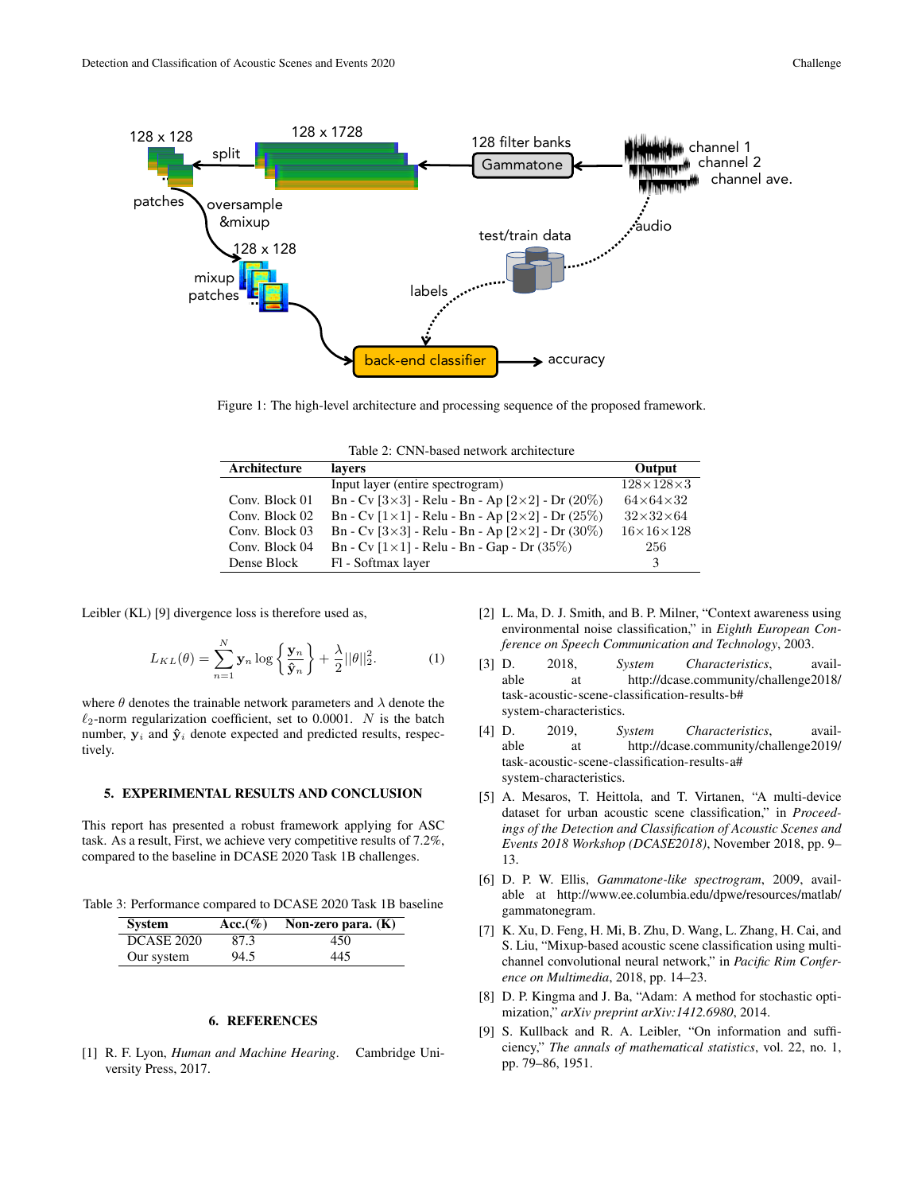128 x 128

128 x 1728

split

128 filter banks

Gammatone

channel 1

channel 2

channel ave.

patches

oversample &mixup

128 x 128

audio

test/train data

mixup patches

labels

back-end classifier

accuracy

Figure 1: The high-level architecture and processing sequence of the proposed framework.

Table 2: CNN-based network architecture

| Architecture | layers | Output |
|---|---|---|
| | Input layer (entire spectrogram) | 128×128×3 |
| Conv. Block 01 | Bn - Cv [3×3] - Relu - Bn - Ap [2×2] - Dr (20%) | 64×64×32 |
| Conv. Block 02 | Bn - Cv [1×1] - Relu - Bn - Ap [2×2] - Dr (25%) | 32×32×64 |
| Conv. Block 03 | Bn - Cv [3×3] - Relu - Bn - Ap [2×2] - Dr (30%) | 16×16×128 |
| Conv. Block 04 | Bn - Cv [1×1] - Relu - Bn - Gap - Dr (35%) | 256 |
| Dense Block | Fl - Softmax layer | 3 |

Leibler (KL) [9] divergence loss is therefore used as,

$$L_{KL}(\theta) = \sum_{n=1}^{N} \mathbf{y}_n \log \left\{ \frac{\mathbf{y}_n}{\hat{\mathbf{y}}_n} \right\} + \frac{\lambda}{2} ||\theta||_2^2. \quad (1)$$

where $\theta$ denotes the trainable network parameters and $\lambda$ denote the $\ell_2$-norm regularization coefficient, set to 0.0001. $N$ is the batch number, $\mathbf{y}_i$ and $\hat{\mathbf{y}}_i$ denote expected and predicted results, respectively.

## 5. EXPERIMENTAL RESULTS AND CONCLUSION

This report has presented a robust framework applying for ASC task. As a result, First, we achieve very competitive results of 7.2%, compared to the baseline in DCASE 2020 Task 1B challenges.

Table 3: Performance compared to DCASE 2020 Task 1B baseline

| System | Acc.(%) | Non-zero para. (K) |
|---|---|---|
| DCASE 2020 | 87.3 | 450 |
| Our system | 94.5 | 445 |

## 6. REFERENCES

[1] R. F. Lyon, *Human and Machine Hearing*. Cambridge University Press, 2017.

[2] L. Ma, D. J. Smith, and B. P. Milner, "Context awareness using environmental noise classification," in *Eighth European Conference on Speech Communication and Technology*, 2003.

[3] D. 2018, *System Characteristics*, available at http://dcase.community/challenge2018/task-acoustic-scene-classification-results-b#system-characteristics.

[4] D. 2019, *System Characteristics*, available at http://dcase.community/challenge2019/task-acoustic-scene-classification-results-a#system-characteristics.

[5] A. Mesaros, T. Heittola, and T. Virtanen, "A multi-device dataset for urban acoustic scene classification," in *Proceedings of the Detection and Classification of Acoustic Scenes and Events 2018 Workshop (DCASE2018)*, November 2018, pp. 9–13.

[6] D. P. W. Ellis, *Gammatone-like spectrogram*, 2009, available at http://www.ee.columbia.edu/dpwe/resources/matlab/gammatonegram.

[7] K. Xu, D. Feng, H. Mi, B. Zhu, D. Wang, L. Zhang, H. Cai, and S. Liu, "Mixup-based acoustic scene classification using multi-channel convolutional neural network," in *Pacific Rim Conference on Multimedia*, 2018, pp. 14–23.

[8] D. P. Kingma and J. Ba, "Adam: A method for stochastic optimization," *arXiv preprint arXiv:1412.6980*, 2014.

[9] S. Kullback and R. A. Leibler, "On information and sufficiency," *The annals of mathematical statistics*, vol. 22, no. 1, pp. 79–86, 1951.